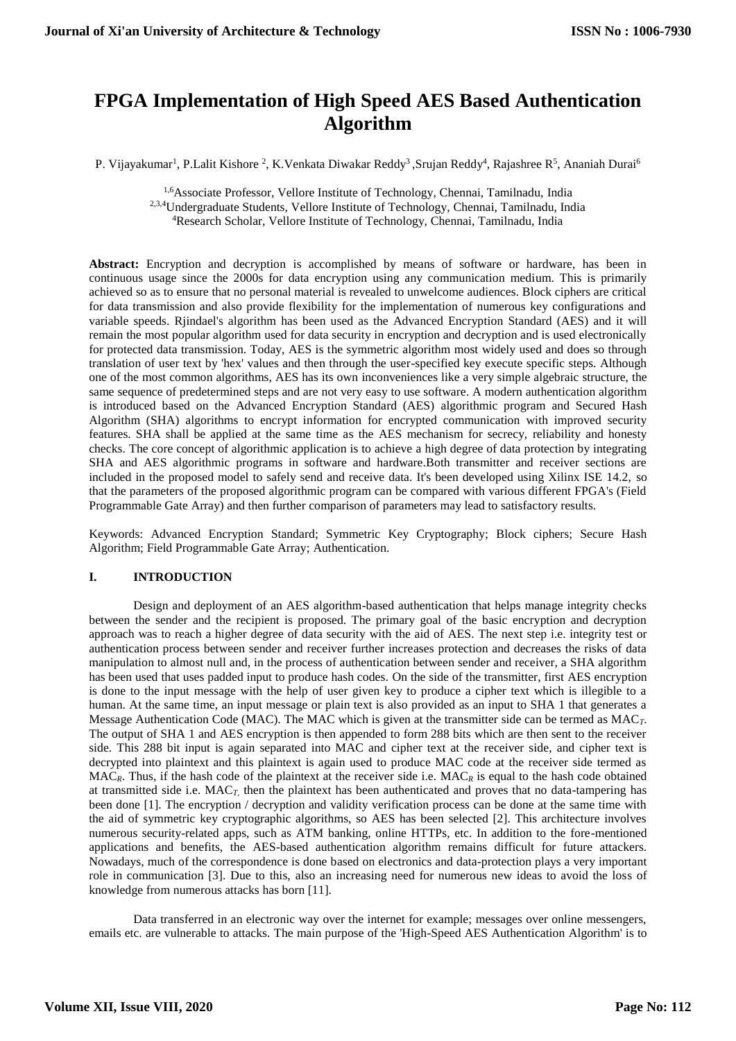# FPGA Implementation of High Speed AES Based Authentication Algorithm

P. Vijayakumar[1], P.Lalit Kishore [2], K.Venkata Diwakar Reddy[3] ,Srujan Reddy[4], Rajashree R[5], Ananiah Durai[6]

[1,6]Associate Professor, Vellore Institute of Technology, Chennai, Tamilnadu, India
[2,3,4]Undergraduate Students, Vellore Institute of Technology, Chennai, Tamilnadu, India
[4]Research Scholar, Vellore Institute of Technology, Chennai, Tamilnadu, India

**Abstract:** Encryption and decryption is accomplished by means of software or hardware, has been in continuous usage since the 2000s for data encryption using any communication medium. This is primarily achieved so as to ensure that no personal material is revealed to unwelcome audiences. Block ciphers are critical for data transmission and also provide flexibility for the implementation of numerous key configurations and variable speeds. Rjindael's algorithm has been used as the Advanced Encryption Standard (AES) and it will remain the most popular algorithm used for data security in encryption and decryption and is used electronically for protected data transmission. Today, AES is the symmetric algorithm most widely used and does so through translation of user text by 'hex' values and then through the user-specified key execute specific steps. Although one of the most common algorithms, AES has its own inconveniences like a very simple algebraic structure, the same sequence of predetermined steps and are not very easy to use software. A modern authentication algorithm is introduced based on the Advanced Encryption Standard (AES) algorithmic program and Secured Hash Algorithm (SHA) algorithms to encrypt information for encrypted communication with improved security features. SHA shall be applied at the same time as the AES mechanism for secrecy, reliability and honesty checks. The core concept of algorithmic application is to achieve a high degree of data protection by integrating SHA and AES algorithmic programs in software and hardware.Both transmitter and receiver sections are included in the proposed model to safely send and receive data. It's been developed using Xilinx ISE 14.2, so that the parameters of the proposed algorithmic program can be compared with various different FPGA's (Field Programmable Gate Array) and then further comparison of parameters may lead to satisfactory results.

Keywords: Advanced Encryption Standard; Symmetric Key Cryptography; Block ciphers; Secure Hash Algorithm; Field Programmable Gate Array; Authentication.

## I. INTRODUCTION

Design and deployment of an AES algorithm-based authentication that helps manage integrity checks between the sender and the recipient is proposed. The primary goal of the basic encryption and decryption approach was to reach a higher degree of data security with the aid of AES. The next step i.e. integrity test or authentication process between sender and receiver further increases protection and decreases the risks of data manipulation to almost null and, in the process of authentication between sender and receiver, a SHA algorithm has been used that uses padded input to produce hash codes. On the side of the transmitter, first AES encryption is done to the input message with the help of user given key to produce a cipher text which is illegible to a human. At the same time, an input message or plain text is also provided as an input to SHA 1 that generates a Message Authentication Code (MAC). The MAC which is given at the transmitter side can be termed as $MAC_T$. The output of SHA 1 and AES encryption is then appended to form 288 bits which are then sent to the receiver side. This 288 bit input is again separated into MAC and cipher text at the receiver side, and cipher text is decrypted into plaintext and this plaintext is again used to produce MAC code at the receiver side termed as $MAC_R$. Thus, if the hash code of the plaintext at the receiver side i.e. $MAC_R$ is equal to the hash code obtained at transmitted side i.e. $MAC_T$, then the plaintext has been authenticated and proves that no data-tampering has been done [1]. The encryption / decryption and validity verification process can be done at the same time with the aid of symmetric key cryptographic algorithms, so AES has been selected [2]. This architecture involves numerous security-related apps, such as ATM banking, online HTTPs, etc. In addition to the fore-mentioned applications and benefits, the AES-based authentication algorithm remains difficult for future attackers. Nowadays, much of the correspondence is done based on electronics and data-protection plays a very important role in communication [3]. Due to this, also an increasing need for numerous new ideas to avoid the loss of knowledge from numerous attacks has born [11].

Data transferred in an electronic way over the internet for example; messages over online messengers, emails etc. are vulnerable to attacks. The main purpose of the 'High-Speed AES Authentication Algorithm' is to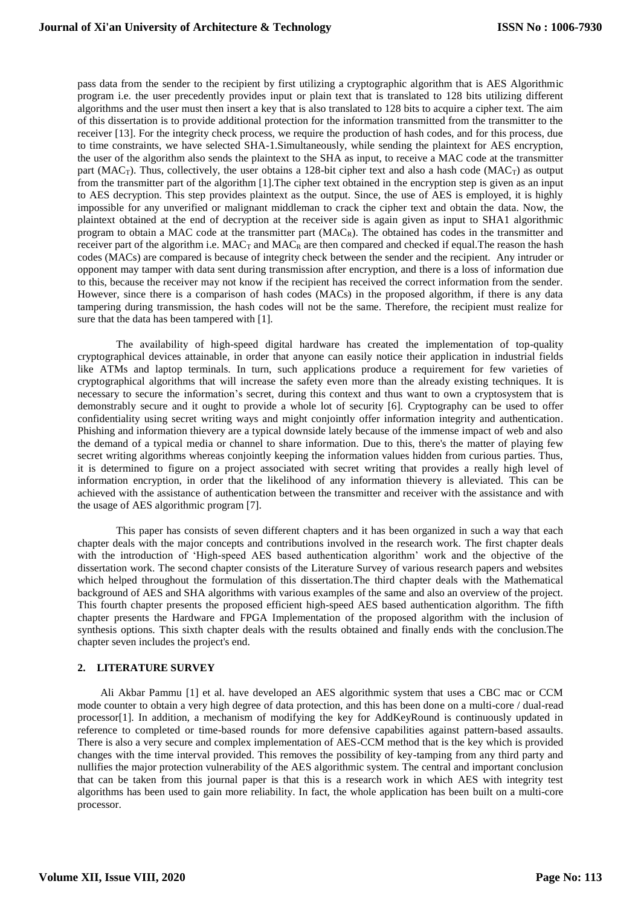pass data from the sender to the recipient by first utilizing a cryptographic algorithm that is AES Algorithmic program i.e. the user precedently provides input or plain text that is translated to 128 bits utilizing different algorithms and the user must then insert a key that is also translated to 128 bits to acquire a cipher text. The aim of this dissertation is to provide additional protection for the information transmitted from the transmitter to the receiver [13]. For the integrity check process, we require the production of hash codes, and for this process, due to time constraints, we have selected SHA-1.Simultaneously, while sending the plaintext for AES encryption, the user of the algorithm also sends the plaintext to the SHA as input, to receive a MAC code at the transmitter part ($MAC_T$). Thus, collectively, the user obtains a 128-bit cipher text and also a hash code ($MAC_T$) as output from the transmitter part of the algorithm [1].The cipher text obtained in the encryption step is given as an input to AES decryption. This step provides plaintext as the output. Since, the use of AES is employed, it is highly impossible for any unverified or malignant middleman to crack the cipher text and obtain the data. Now, the plaintext obtained at the end of decryption at the receiver side is again given as input to SHA1 algorithmic program to obtain a MAC code at the transmitter part ($MAC_R$). The obtained has codes in the transmitter and receiver part of the algorithm i.e. $MAC_T$ and $MAC_R$ are then compared and checked if equal.The reason the hash codes (MACs) are compared is because of integrity check between the sender and the recipient. Any intruder or opponent may tamper with data sent during transmission after encryption, and there is a loss of information due to this, because the receiver may not know if the recipient has received the correct information from the sender. However, since there is a comparison of hash codes (MACs) in the proposed algorithm, if there is any data tampering during transmission, the hash codes will not be the same. Therefore, the recipient must realize for sure that the data has been tampered with [1].

The availability of high-speed digital hardware has created the implementation of top-quality cryptographical devices attainable, in order that anyone can easily notice their application in industrial fields like ATMs and laptop terminals. In turn, such applications produce a requirement for few varieties of cryptographical algorithms that will increase the safety even more than the already existing techniques. It is necessary to secure the information's secret, during this context and thus want to own a cryptosystem that is demonstrably secure and it ought to provide a whole lot of security [6]. Cryptography can be used to offer confidentiality using secret writing ways and might conjointly offer information integrity and authentication. Phishing and information thievery are a typical downside lately because of the immense impact of web and also the demand of a typical media or channel to share information. Due to this, there's the matter of playing few secret writing algorithms whereas conjointly keeping the information values hidden from curious parties. Thus, it is determined to figure on a project associated with secret writing that provides a really high level of information encryption, in order that the likelihood of any information thievery is alleviated. This can be achieved with the assistance of authentication between the transmitter and receiver with the assistance and with the usage of AES algorithmic program [7].

This paper has consists of seven different chapters and it has been organized in such a way that each chapter deals with the major concepts and contributions involved in the research work. The first chapter deals with the introduction of 'High-speed AES based authentication algorithm' work and the objective of the dissertation work. The second chapter consists of the Literature Survey of various research papers and websites which helped throughout the formulation of this dissertation.The third chapter deals with the Mathematical background of AES and SHA algorithms with various examples of the same and also an overview of the project. This fourth chapter presents the proposed efficient high-speed AES based authentication algorithm. The fifth chapter presents the Hardware and FPGA Implementation of the proposed algorithm with the inclusion of synthesis options. This sixth chapter deals with the results obtained and finally ends with the conclusion.The chapter seven includes the project's end.

## 2. LITERATURE SURVEY

Ali Akbar Pammu [1] et al. have developed an AES algorithmic system that uses a CBC mac or CCM mode counter to obtain a very high degree of data protection, and this has been done on a multi-core / dual-read processor[1]. In addition, a mechanism of modifying the key for AddKeyRound is continuously updated in reference to completed or time-based rounds for more defensive capabilities against pattern-based assaults. There is also a very secure and complex implementation of AES-CCM method that is the key which is provided changes with the time interval provided. This removes the possibility of key-tamping from any third party and nullifies the major protection vulnerability of the AES algorithmic system. The central and important conclusion that can be taken from this journal paper is that this is a research work in which AES with integrity test algorithms has been used to gain more reliability. In fact, the whole application has been built on a multi-core processor.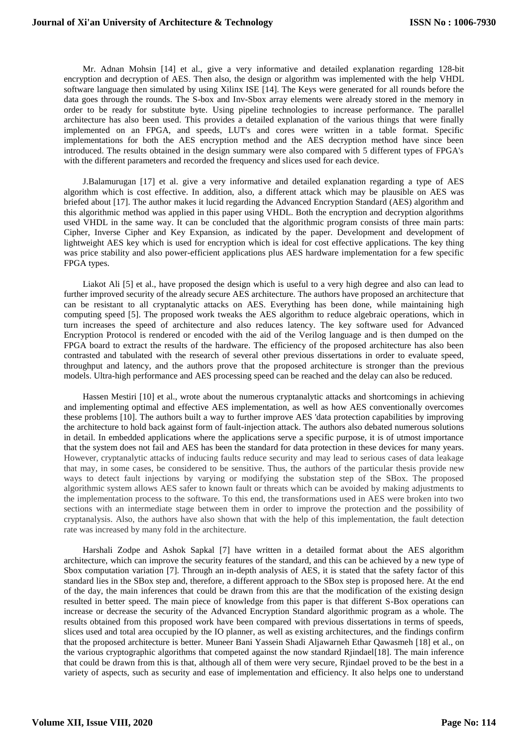Mr. Adnan Mohsin [14] et al., give a very informative and detailed explanation regarding 128-bit encryption and decryption of AES. Then also, the design or algorithm was implemented with the help VHDL software language then simulated by using Xilinx ISE [14]. The Keys were generated for all rounds before the data goes through the rounds. The S-box and Inv-Sbox array elements were already stored in the memory in order to be ready for substitute byte. Using pipeline technologies to increase performance. The parallel architecture has also been used. This provides a detailed explanation of the various things that were finally implemented on an FPGA, and speeds, LUT's and cores were written in a table format. Specific implementations for both the AES encryption method and the AES decryption method have since been introduced. The results obtained in the design summary were also compared with 5 different types of FPGA's with the different parameters and recorded the frequency and slices used for each device.

J.Balamurugan [17] et al. give a very informative and detailed explanation regarding a type of AES algorithm which is cost effective. In addition, also, a different attack which may be plausible on AES was briefed about [17]. The author makes it lucid regarding the Advanced Encryption Standard (AES) algorithm and this algorithmic method was applied in this paper using VHDL. Both the encryption and decryption algorithms used VHDL in the same way. It can be concluded that the algorithmic program consists of three main parts: Cipher, Inverse Cipher and Key Expansion, as indicated by the paper. Development and development of lightweight AES key which is used for encryption which is ideal for cost effective applications. The key thing was price stability and also power-efficient applications plus AES hardware implementation for a few specific FPGA types.

Liakot Ali [5] et al., have proposed the design which is useful to a very high degree and also can lead to further improved security of the already secure AES architecture. The authors have proposed an architecture that can be resistant to all cryptanalytic attacks on AES. Everything has been done, while maintaining high computing speed [5]. The proposed work tweaks the AES algorithm to reduce algebraic operations, which in turn increases the speed of architecture and also reduces latency. The key software used for Advanced Encryption Protocol is rendered or encoded with the aid of the Verilog language and is then dumped on the FPGA board to extract the results of the hardware. The efficiency of the proposed architecture has also been contrasted and tabulated with the research of several other previous dissertations in order to evaluate speed, throughput and latency, and the authors prove that the proposed architecture is stronger than the previous models. Ultra-high performance and AES processing speed can be reached and the delay can also be reduced.

Hassen Mestiri [10] et al., wrote about the numerous cryptanalytic attacks and shortcomings in achieving and implementing optimal and effective AES implementation, as well as how AES conventionally overcomes these problems [10]. The authors built a way to further improve AES 'data protection capabilities by improving the architecture to hold back against form of fault-injection attack. The authors also debated numerous solutions in detail. In embedded applications where the applications serve a specific purpose, it is of utmost importance that the system does not fail and AES has been the standard for data protection in these devices for many years. However, cryptanalytic attacks of inducing faults reduce security and may lead to serious cases of data leakage that may, in some cases, be considered to be sensitive. Thus, the authors of the particular thesis provide new ways to detect fault injections by varying or modifying the substation step of the SBox. The proposed algorithmic system allows AES safer to known fault or threats which can be avoided by making adjustments to the implementation process to the software. To this end, the transformations used in AES were broken into two sections with an intermediate stage between them in order to improve the protection and the possibility of cryptanalysis. Also, the authors have also shown that with the help of this implementation, the fault detection rate was increased by many fold in the architecture.

Harshali Zodpe and Ashok Sapkal [7] have written in a detailed format about the AES algorithm architecture, which can improve the security features of the standard, and this can be achieved by a new type of Sbox computation variation [7]. Through an in-depth analysis of AES, it is stated that the safety factor of this standard lies in the SBox step and, therefore, a different approach to the SBox step is proposed here. At the end of the day, the main inferences that could be drawn from this are that the modification of the existing design resulted in better speed. The main piece of knowledge from this paper is that different S-Box operations can increase or decrease the security of the Advanced Encryption Standard algorithmic program as a whole. The results obtained from this proposed work have been compared with previous dissertations in terms of speeds, slices used and total area occupied by the IO planner, as well as existing architectures, and the findings confirm that the proposed architecture is better. Muneer Bani Yassein Shadi Aljawarneh Ethar Qawasmeh [18] et al., on the various cryptographic algorithms that competed against the now standard Rjindael[18]. The main inference that could be drawn from this is that, although all of them were very secure, Rjindael proved to be the best in a variety of aspects, such as security and ease of implementation and efficiency. It also helps one to understand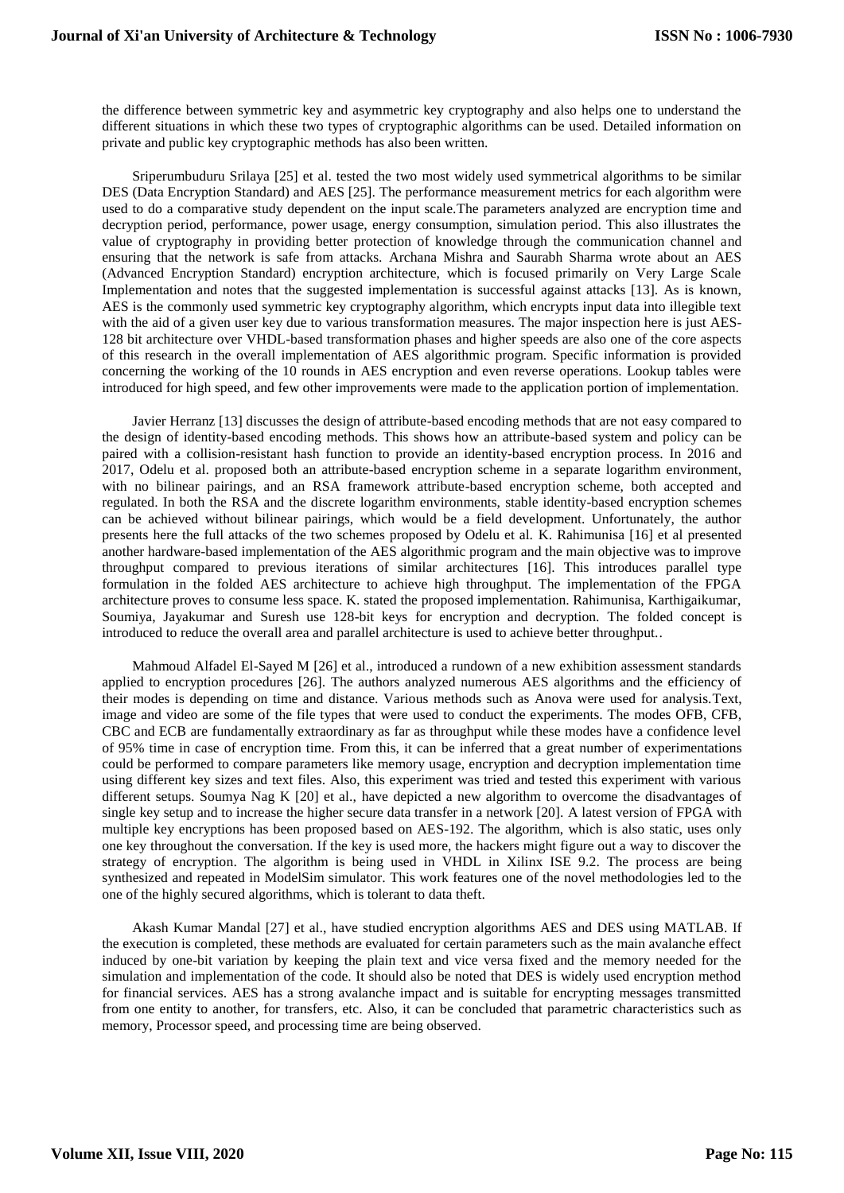the difference between symmetric key and asymmetric key cryptography and also helps one to understand the different situations in which these two types of cryptographic algorithms can be used. Detailed information on private and public key cryptographic methods has also been written.

Sriperumbuduru Srilaya [25] et al. tested the two most widely used symmetrical algorithms to be similar DES (Data Encryption Standard) and AES [25]. The performance measurement metrics for each algorithm were used to do a comparative study dependent on the input scale.The parameters analyzed are encryption time and decryption period, performance, power usage, energy consumption, simulation period. This also illustrates the value of cryptography in providing better protection of knowledge through the communication channel and ensuring that the network is safe from attacks. Archana Mishra and Saurabh Sharma wrote about an AES (Advanced Encryption Standard) encryption architecture, which is focused primarily on Very Large Scale Implementation and notes that the suggested implementation is successful against attacks [13]. As is known, AES is the commonly used symmetric key cryptography algorithm, which encrypts input data into illegible text with the aid of a given user key due to various transformation measures. The major inspection here is just AES-128 bit architecture over VHDL-based transformation phases and higher speeds are also one of the core aspects of this research in the overall implementation of AES algorithmic program. Specific information is provided concerning the working of the 10 rounds in AES encryption and even reverse operations. Lookup tables were introduced for high speed, and few other improvements were made to the application portion of implementation.

Javier Herranz [13] discusses the design of attribute-based encoding methods that are not easy compared to the design of identity-based encoding methods. This shows how an attribute-based system and policy can be paired with a collision-resistant hash function to provide an identity-based encryption process. In 2016 and 2017, Odelu et al. proposed both an attribute-based encryption scheme in a separate logarithm environment, with no bilinear pairings, and an RSA framework attribute-based encryption scheme, both accepted and regulated. In both the RSA and the discrete logarithm environments, stable identity-based encryption schemes can be achieved without bilinear pairings, which would be a field development. Unfortunately, the author presents here the full attacks of the two schemes proposed by Odelu et al. K. Rahimunisa [16] et al presented another hardware-based implementation of the AES algorithmic program and the main objective was to improve throughput compared to previous iterations of similar architectures [16]. This introduces parallel type formulation in the folded AES architecture to achieve high throughput. The implementation of the FPGA architecture proves to consume less space. K. stated the proposed implementation. Rahimunisa, Karthigaikumar, Soumiya, Jayakumar and Suresh use 128-bit keys for encryption and decryption. The folded concept is introduced to reduce the overall area and parallel architecture is used to achieve better throughput..

Mahmoud Alfadel El-Sayed M [26] et al., introduced a rundown of a new exhibition assessment standards applied to encryption procedures [26]. The authors analyzed numerous AES algorithms and the efficiency of their modes is depending on time and distance. Various methods such as Anova were used for analysis.Text, image and video are some of the file types that were used to conduct the experiments. The modes OFB, CFB, CBC and ECB are fundamentally extraordinary as far as throughput while these modes have a confidence level of 95% time in case of encryption time. From this, it can be inferred that a great number of experimentations could be performed to compare parameters like memory usage, encryption and decryption implementation time using different key sizes and text files. Also, this experiment was tried and tested this experiment with various different setups. Soumya Nag K [20] et al., have depicted a new algorithm to overcome the disadvantages of single key setup and to increase the higher secure data transfer in a network [20]. A latest version of FPGA with multiple key encryptions has been proposed based on AES-192. The algorithm, which is also static, uses only one key throughout the conversation. If the key is used more, the hackers might figure out a way to discover the strategy of encryption. The algorithm is being used in VHDL in Xilinx ISE 9.2. The process are being synthesized and repeated in ModelSim simulator. This work features one of the novel methodologies led to the one of the highly secured algorithms, which is tolerant to data theft.

Akash Kumar Mandal [27] et al., have studied encryption algorithms AES and DES using MATLAB. If the execution is completed, these methods are evaluated for certain parameters such as the main avalanche effect induced by one-bit variation by keeping the plain text and vice versa fixed and the memory needed for the simulation and implementation of the code. It should also be noted that DES is widely used encryption method for financial services. AES has a strong avalanche impact and is suitable for encrypting messages transmitted from one entity to another, for transfers, etc. Also, it can be concluded that parametric characteristics such as memory, Processor speed, and processing time are being observed.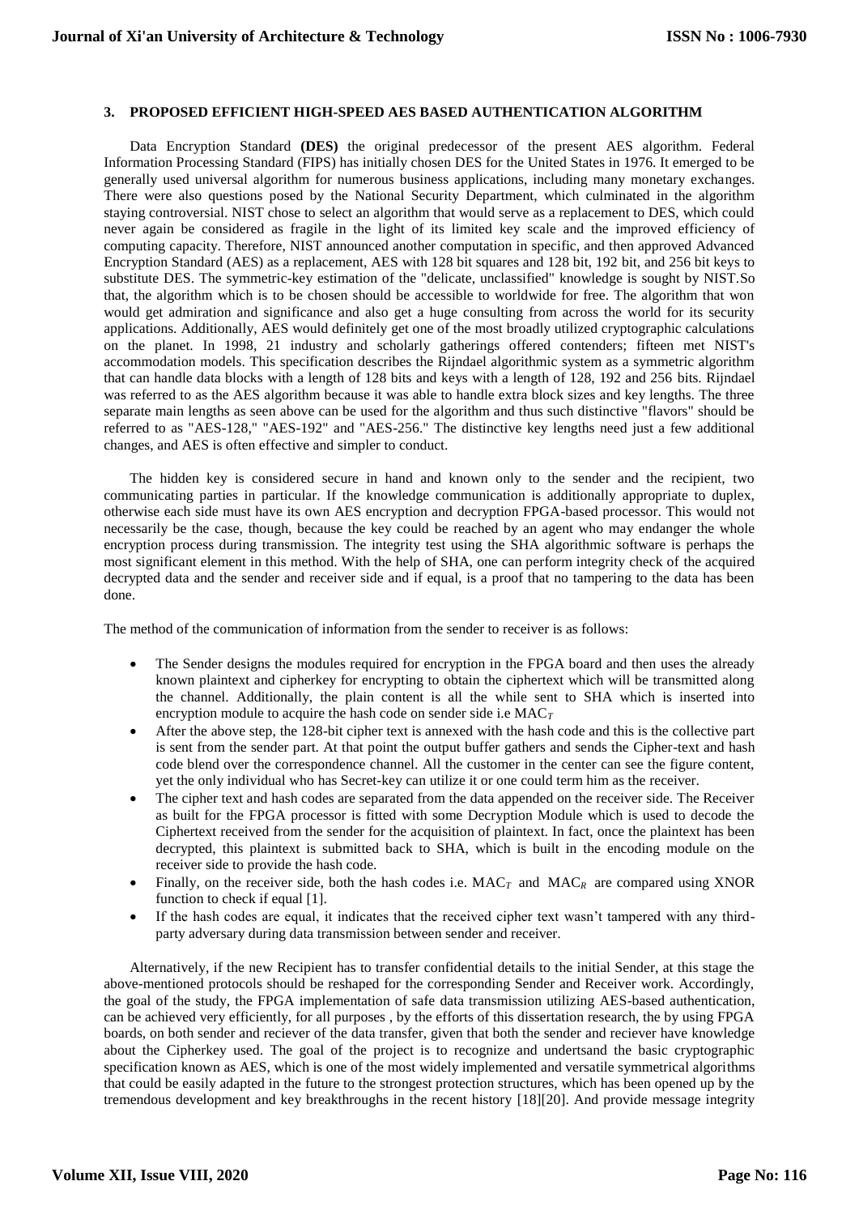### 3. PROPOSED EFFICIENT HIGH-SPEED AES BASED AUTHENTICATION ALGORITHM

Data Encryption Standard **(DES)** the original predecessor of the present AES algorithm. Federal Information Processing Standard (FIPS) has initially chosen DES for the United States in 1976. It emerged to be generally used universal algorithm for numerous business applications, including many monetary exchanges. There were also questions posed by the National Security Department, which culminated in the algorithm staying controversial. NIST chose to select an algorithm that would serve as a replacement to DES, which could never again be considered as fragile in the light of its limited key scale and the improved efficiency of computing capacity. Therefore, NIST announced another computation in specific, and then approved Advanced Encryption Standard (AES) as a replacement, AES with 128 bit squares and 128 bit, 192 bit, and 256 bit keys to substitute DES. The symmetric-key estimation of the "delicate, unclassified" knowledge is sought by NIST.So that, the algorithm which is to be chosen should be accessible to worldwide for free. The algorithm that won would get admiration and significance and also get a huge consulting from across the world for its security applications. Additionally, AES would definitely get one of the most broadly utilized cryptographic calculations on the planet. In 1998, 21 industry and scholarly gatherings offered contenders; fifteen met NIST's accommodation models. This specification describes the Rijndael algorithmic system as a symmetric algorithm that can handle data blocks with a length of 128 bits and keys with a length of 128, 192 and 256 bits. Rijndael was referred to as the AES algorithm because it was able to handle extra block sizes and key lengths. The three separate main lengths as seen above can be used for the algorithm and thus such distinctive "flavors" should be referred to as "AES-128," "AES-192" and "AES-256." The distinctive key lengths need just a few additional changes, and AES is often effective and simpler to conduct.

The hidden key is considered secure in hand and known only to the sender and the recipient, two communicating parties in particular. If the knowledge communication is additionally appropriate to duplex, otherwise each side must have its own AES encryption and decryption FPGA-based processor. This would not necessarily be the case, though, because the key could be reached by an agent who may endanger the whole encryption process during transmission. The integrity test using the SHA algorithmic software is perhaps the most significant element in this method. With the help of SHA, one can perform integrity check of the acquired decrypted data and the sender and receiver side and if equal, is a proof that no tampering to the data has been done.

The method of the communication of information from the sender to receiver is as follows:

- The Sender designs the modules required for encryption in the FPGA board and then uses the already known plaintext and cipherkey for encrypting to obtain the ciphertext which will be transmitted along the channel. Additionally, the plain content is all the while sent to SHA which is inserted into encryption module to acquire the hash code on sender side i.e $MAC_T$
- After the above step, the 128-bit cipher text is annexed with the hash code and this is the collective part is sent from the sender part. At that point the output buffer gathers and sends the Cipher-text and hash code blend over the correspondence channel. All the customer in the center can see the figure content, yet the only individual who has Secret-key can utilize it or one could term him as the receiver.
- The cipher text and hash codes are separated from the data appended on the receiver side. The Receiver as built for the FPGA processor is fitted with some Decryption Module which is used to decode the Ciphertext received from the sender for the acquisition of plaintext. In fact, once the plaintext has been decrypted, this plaintext is submitted back to SHA, which is built in the encoding module on the receiver side to provide the hash code.
- Finally, on the receiver side, both the hash codes i.e. $MAC_T$ and $MAC_R$ are compared using XNOR function to check if equal [1].
- If the hash codes are equal, it indicates that the received cipher text wasn't tampered with any third-party adversary during data transmission between sender and receiver.

Alternatively, if the new Recipient has to transfer confidential details to the initial Sender, at this stage the above-mentioned protocols should be reshaped for the corresponding Sender and Receiver work. Accordingly, the goal of the study, the FPGA implementation of safe data transmission utilizing AES-based authentication, can be achieved very efficiently, for all purposes , by the efforts of this dissertation research, the by using FPGA boards, on both sender and reciever of the data transfer, given that both the sender and reciever have knowledge about the Cipherkey used. The goal of the project is to recognize and undertsand the basic cryptographic specification known as AES, which is one of the most widely implemented and versatile symmetrical algorithms that could be easily adapted in the future to the strongest protection structures, which has been opened up by the tremendous development and key breakthroughs in the recent history [18][20]. And provide message integrity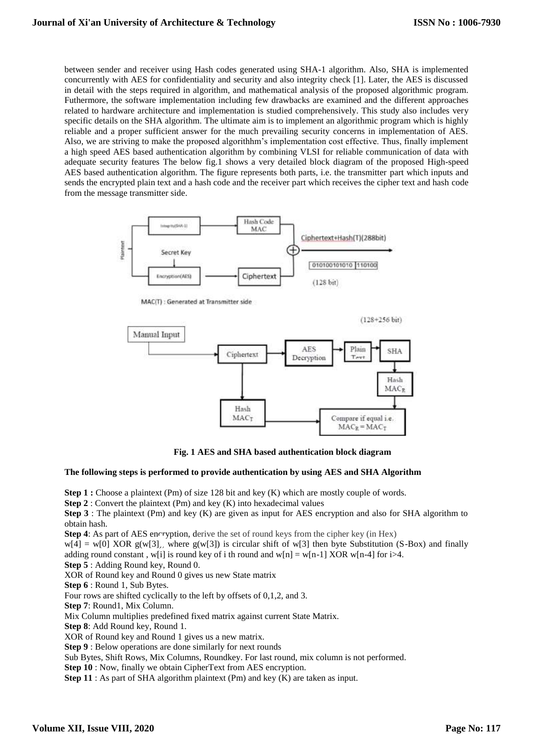between sender and receiver using Hash codes generated using SHA-1 algorithm. Also, SHA is implemented concurrently with AES for confidentiality and security and also integrity check [1]. Later, the AES is discussed in detail with the steps required in algorithm, and mathematical analysis of the proposed algorithmic program. Futhermore, the software implementation including few drawbacks are examined and the different approaches related to hardware architecture and implementation is studied comprehensively. This study also includes very specific details on the SHA algorithm. The ultimate aim is to implement an algorithmic program which is highly reliable and a proper sufficient answer for the much prevailing security concerns in implementation of AES. Also, we are striving to make the proposed algorithhm's implementation cost effective. Thus, finally implement a high speed AES based authentication algorithm by combining VLSI for reliable communication of data with adequate security features The below fig.1 shows a very detailed block diagram of the proposed High-speed AES based authentication algorithm. The figure represents both parts, i.e. the transmitter part which inputs and sends the encrypted plain text and a hash code and the receiver part which receives the cipher text and hash code from the message transmitter side.

**Fig. 1 AES and SHA based authentication block diagram**

**The following steps is performed to provide authentication by using AES and SHA Algorithm**

**Step 1 :** Choose a plaintext (Pm) of size 128 bit and key (K) which are mostly couple of words.

**Step 2** : Convert the plaintext (Pm) and key (K) into hexadecimal values

**Step 3** : The plaintext (Pm) and key (K) are given as input for AES encryption and also for SHA algorithm to obtain hash.

**Step 4**: As part of AES encryption, derive the set of round keys from the cipher key (in Hex)

$w[4] = w[0]$ XOR $g(w[3])$, where $g(w[3])$ is circular shift of $w[3]$ then byte Substitution (S-Box) and finally adding round constant , $w[i]$ is round key of i th round and $w[n] = w[n-1]$ XOR $w[n-4]$ for $i>4$.

**Step 5** : Adding Round key, Round 0.

XOR of Round key and Round 0 gives us new State matrix

**Step 6** : Round 1, Sub Bytes.

Four rows are shifted cyclically to the left by offsets of 0,1,2, and 3.

**Step 7**: Round1, Mix Column.

Mix Column multiplies predefined fixed matrix against current State Matrix.

**Step 8**: Add Round key, Round 1.

XOR of Round key and Round 1 gives us a new matrix.

**Step 9** : Below operations are done similarly for next rounds

Sub Bytes, Shift Rows, Mix Columns, Roundkey. For last round, mix column is not performed.

**Step 10** : Now, finally we obtain CipherText from AES encryption.

**Step 11** : As part of SHA algorithm plaintext (Pm) and key (K) are taken as input.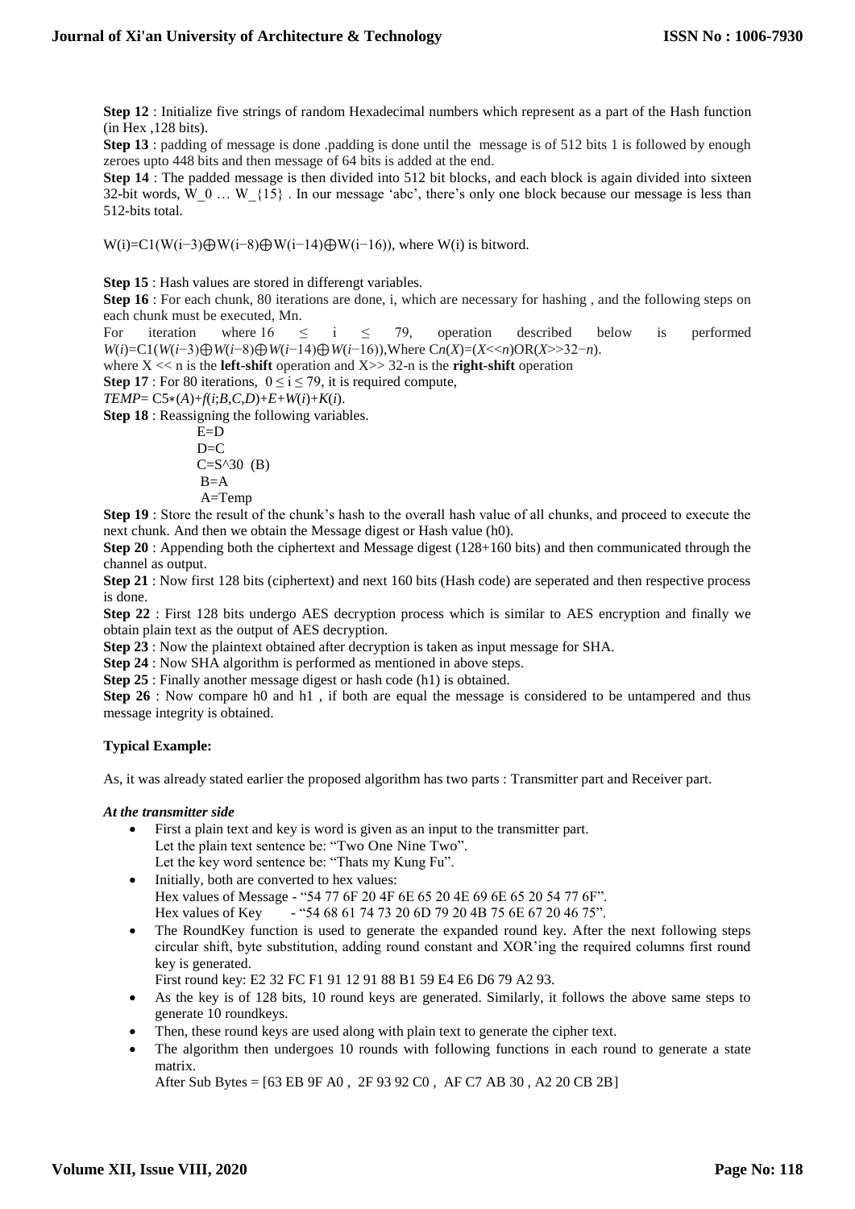**Step 12** : Initialize five strings of random Hexadecimal numbers which represent as a part of the Hash function (in Hex ,128 bits).

**Step 13** : padding of message is done .padding is done until the message is of 512 bits 1 is followed by enough zeroes upto 448 bits and then message of 64 bits is added at the end.

**Step 14** : The padded message is then divided into 512 bit blocks, and each block is again divided into sixteen 32-bit words, W_0 … W_{15} . In our message 'abc', there's only one block because our message is less than 512-bits total.

$W(i)=C1(W(i-3)\oplus W(i-8)\oplus W(i-14)\oplus W(i-16))$, where W(i) is bitword.

**Step 15** : Hash values are stored in differengt variables.

**Step 16** : For each chunk, 80 iterations are done, i, which are necessary for hashing , and the following steps on each chunk must be executed, Mn.

For iteration where $16 \leq i \leq 79$, operation described below is performed $W(i)=C1(W(i-3)\oplus W(i-8)\oplus W(i-14)\oplus W(i-16))$,Where $Cn(X)=(X<<n)OR(X>>32-n)$.

where X << n is the **left-shift** operation and X>> 32-n is the **right-shift** operation

**Step 17** : For 80 iterations, $0 \leq i \leq 79$, it is required compute,

$TEMP= C5*(A)+f(i;B,C,D)+E+W(i)+K(i)$.

**Step 18** : Reassigning the following variables.

E=D
D=C
C=S^30 (B)
B=A
A=Temp

**Step 19** : Store the result of the chunk's hash to the overall hash value of all chunks, and proceed to execute the next chunk. And then we obtain the Message digest or Hash value (h0).

**Step 20** : Appending both the ciphertext and Message digest (128+160 bits) and then communicated through the channel as output.

**Step 21** : Now first 128 bits (ciphertext) and next 160 bits (Hash code) are seperated and then respective process is done.

**Step 22** : First 128 bits undergo AES decryption process which is similar to AES encryption and finally we obtain plain text as the output of AES decryption.

**Step 23** : Now the plaintext obtained after decryption is taken as input message for SHA.

**Step 24** : Now SHA algorithm is performed as mentioned in above steps.

**Step 25** : Finally another message digest or hash code (h1) is obtained.

**Step 26** : Now compare h0 and h1 , if both are equal the message is considered to be untampered and thus message integrity is obtained.

**Typical Example:**

As, it was already stated earlier the proposed algorithm has two parts : Transmitter part and Receiver part.

***At the transmitter side***

- First a plain text and key is word is given as an input to the transmitter part.
  Let the plain text sentence be: "Two One Nine Two".
  Let the key word sentence be: "Thats my Kung Fu".
- Initially, both are converted to hex values:
  Hex values of Message - "54 77 6F 20 4F 6E 65 20 4E 69 6E 65 20 54 77 6F".
  Hex values of Key - "54 68 61 74 73 20 6D 79 20 4B 75 6E 67 20 46 75".
- The RoundKey function is used to generate the expanded round key. After the next following steps circular shift, byte substitution, adding round constant and XOR'ing the required columns first round key is generated.
  First round key: E2 32 FC F1 91 12 91 88 B1 59 E4 E6 D6 79 A2 93.
- As the key is of 128 bits, 10 round keys are generated. Similarly, it follows the above same steps to generate 10 roundkeys.
- Then, these round keys are used along with plain text to generate the cipher text.
- The algorithm then undergoes 10 rounds with following functions in each round to generate a state matrix.
  After Sub Bytes = [63 EB 9F A0 , 2F 93 92 C0 , AF C7 AB 30 , A2 20 CB 2B]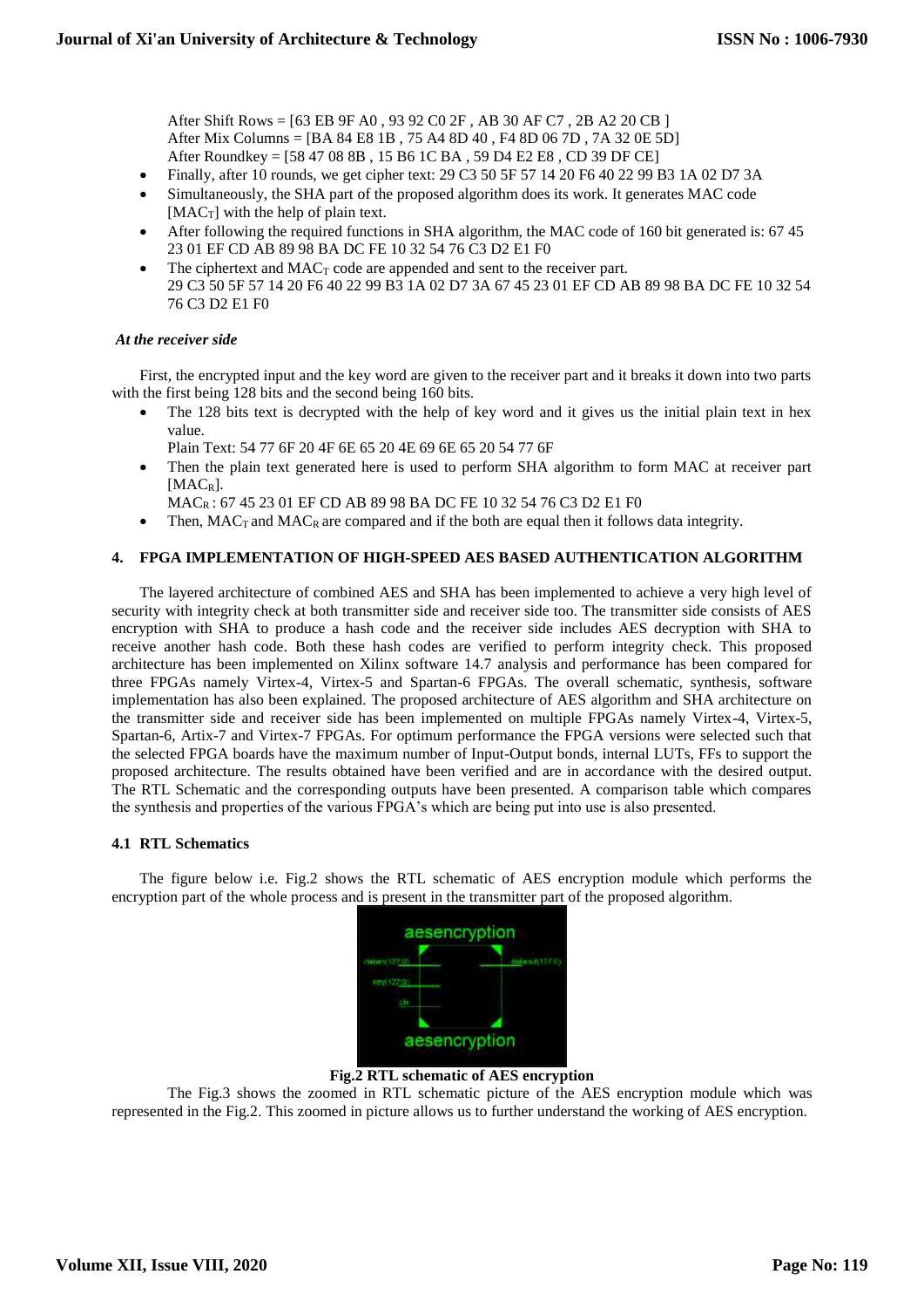After Shift Rows = [63 EB 9F A0 , 93 92 C0 2F , AB 30 AF C7 , 2B A2 20 CB ]
After Mix Columns = [BA 84 E8 1B , 75 A4 8D 40 , F4 8D 06 7D , 7A 32 0E 5D]
After Roundkey = [58 47 08 8B , 15 B6 1C BA , 59 D4 E2 E8 , CD 39 DF CE]

- Finally, after 10 rounds, we get cipher text: 29 C3 50 5F 57 14 20 F6 40 22 99 B3 1A 02 D7 3A
- Simultaneously, the SHA part of the proposed algorithm does its work. It generates MAC code [$MAC_T$] with the help of plain text.
- After following the required functions in SHA algorithm, the MAC code of 160 bit generated is: 67 45 23 01 EF CD AB 89 98 BA DC FE 10 32 54 76 C3 D2 E1 F0
- The ciphertext and $MAC_T$ code are appended and sent to the receiver part.
  29 C3 50 5F 57 14 20 F6 40 22 99 B3 1A 02 D7 3A 67 45 23 01 EF CD AB 89 98 BA DC FE 10 32 54 76 C3 D2 E1 F0

***At the receiver side***

First, the encrypted input and the key word are given to the receiver part and it breaks it down into two parts with the first being 128 bits and the second being 160 bits.

- The 128 bits text is decrypted with the help of key word and it gives us the initial plain text in hex value.
  Plain Text: 54 77 6F 20 4F 6E 65 20 4E 69 6E 65 20 54 77 6F
- Then the plain text generated here is used to perform SHA algorithm to form MAC at receiver part [$MAC_R$].
  $MAC_R$ : 67 45 23 01 EF CD AB 89 98 BA DC FE 10 32 54 76 C3 D2 E1 F0
- Then, $MAC_T$ and $MAC_R$ are compared and if the both are equal then it follows data integrity.

## 4. FPGA IMPLEMENTATION OF HIGH-SPEED AES BASED AUTHENTICATION ALGORITHM

The layered architecture of combined AES and SHA has been implemented to achieve a very high level of security with integrity check at both transmitter side and receiver side too. The transmitter side consists of AES encryption with SHA to produce a hash code and the receiver side includes AES decryption with SHA to receive another hash code. Both these hash codes are verified to perform integrity check. This proposed architecture has been implemented on Xilinx software 14.7 analysis and performance has been compared for three FPGAs namely Virtex-4, Virtex-5 and Spartan-6 FPGAs. The overall schematic, synthesis, software implementation has also been explained. The proposed architecture of AES algorithm and SHA architecture on the transmitter side and receiver side has been implemented on multiple FPGAs namely Virtex-4, Virtex-5, Spartan-6, Artix-7 and Virtex-7 FPGAs. For optimum performance the FPGA versions were selected such that the selected FPGA boards have the maximum number of Input-Output bonds, internal LUTs, FFs to support the proposed architecture. The results obtained have been verified and are in accordance with the desired output. The RTL Schematic and the corresponding outputs have been presented. A comparison table which compares the synthesis and properties of the various FPGA's which are being put into use is also presented.

### 4.1 RTL Schematics

The figure below i.e. Fig.2 shows the RTL schematic of AES encryption module which performs the encryption part of the whole process and is present in the transmitter part of the proposed algorithm.

**Fig.2 RTL schematic of AES encryption**

The Fig.3 shows the zoomed in RTL schematic picture of the AES encryption module which was represented in the Fig.2. This zoomed in picture allows us to further understand the working of AES encryption.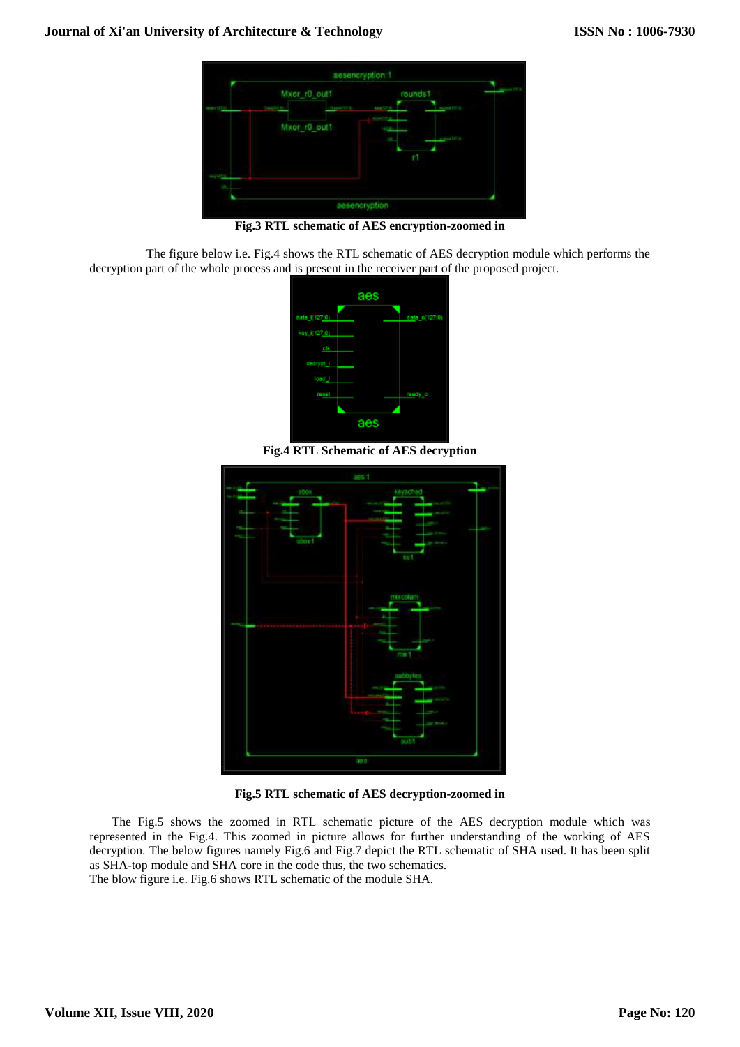**Fig.3 RTL schematic of AES encryption-zoomed in**

The figure below i.e. Fig.4 shows the RTL schematic of AES decryption module which performs the decryption part of the whole process and is present in the receiver part of the proposed project.

**Fig.4 RTL Schematic of AES decryption**

**Fig.5 RTL schematic of AES decryption-zoomed in**

The Fig.5 shows the zoomed in RTL schematic picture of the AES decryption module which was represented in the Fig.4. This zoomed in picture allows for further understanding of the working of AES decryption. The below figures namely Fig.6 and Fig.7 depict the RTL schematic of SHA used. It has been split as SHA-top module and SHA core in the code thus, the two schematics.
The blow figure i.e. Fig.6 shows RTL schematic of the module SHA.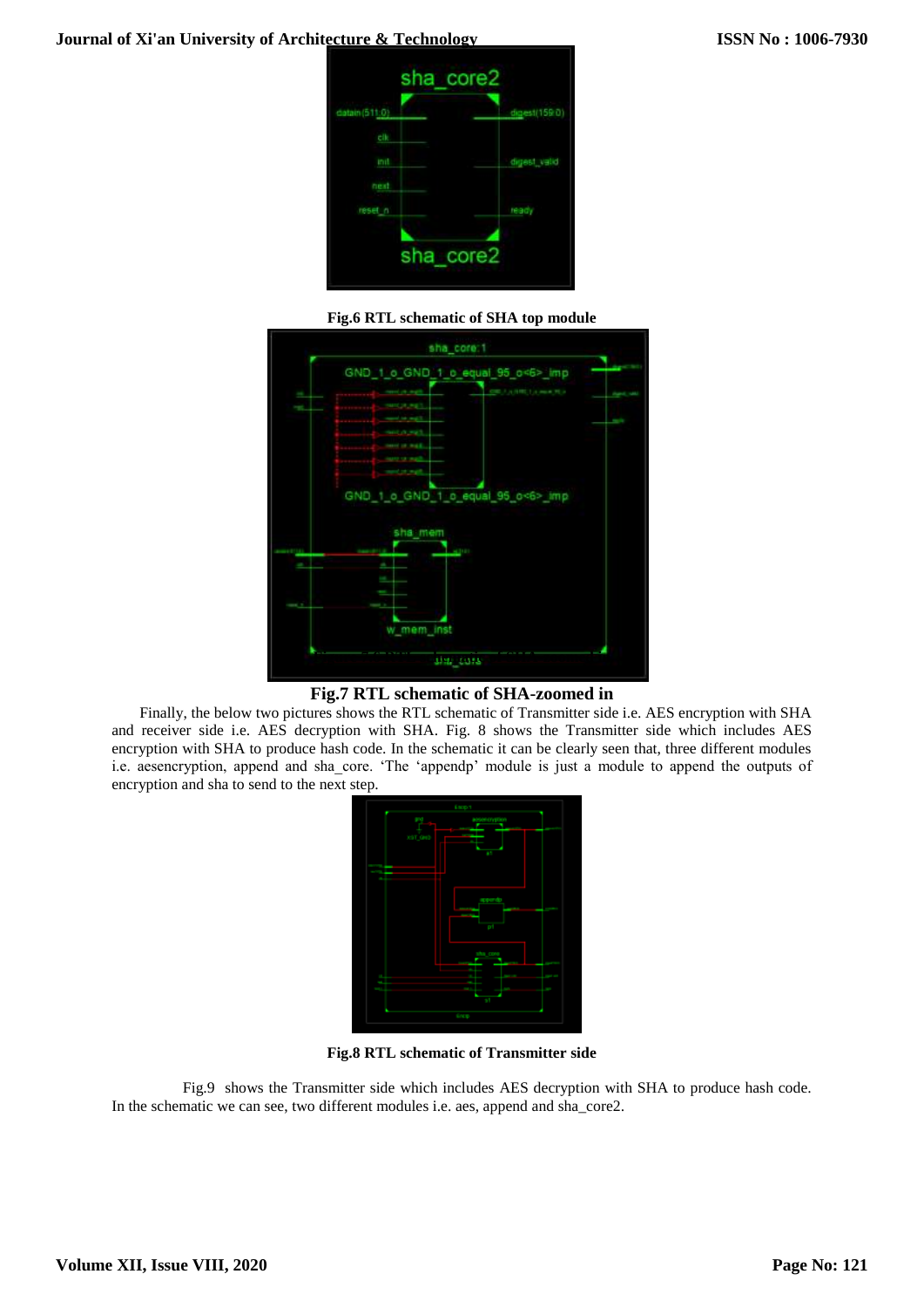**Fig.6 RTL schematic of SHA top module**

**Fig.7 RTL schematic of SHA-zoomed in**

Finally, the below two pictures shows the RTL schematic of Transmitter side i.e. AES encryption with SHA and receiver side i.e. AES decryption with SHA. Fig. 8 shows the Transmitter side which includes AES encryption with SHA to produce hash code. In the schematic it can be clearly seen that, three different modules i.e. aesencryption, append and sha_core. 'The 'appendp' module is just a module to append the outputs of encryption and sha to send to the next step.

**Fig.8 RTL schematic of Transmitter side**

Fig.9 shows the Transmitter side which includes AES decryption with SHA to produce hash code. In the schematic we can see, two different modules i.e. aes, append and sha_core2.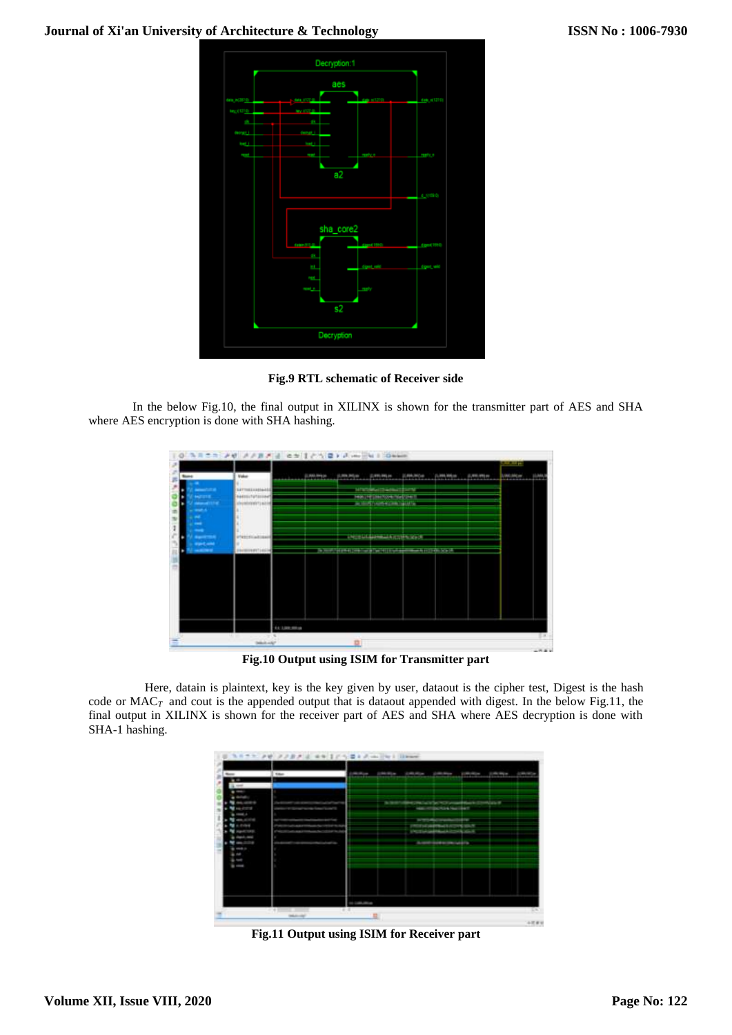**Fig.9 RTL schematic of Receiver side**

In the below Fig.10, the final output in XILINX is shown for the transmitter part of AES and SHA where AES encryption is done with SHA hashing.

**Fig.10 Output using ISIM for Transmitter part**

Here, datain is plaintext, key is the key given by user, dataout is the cipher test, Digest is the hash code or $MAC_T$ and cout is the appended output that is dataout appended with digest. In the below Fig.11, the final output in XILINX is shown for the receiver part of AES and SHA where AES decryption is done with SHA-1 hashing.

**Fig.11 Output using ISIM for Receiver part**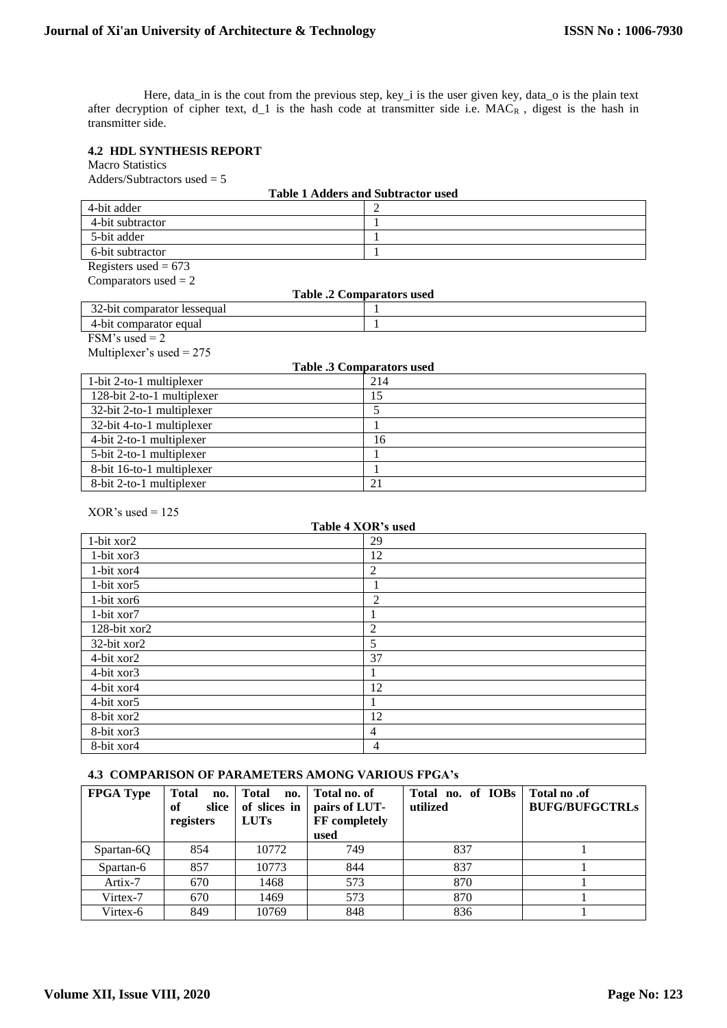Here, data_in is the cout from the previous step, key_i is the user given key, data_o is the plain text after decryption of cipher text, d_1 is the hash code at transmitter side i.e. $MAC_R$ , digest is the hash in transmitter side.

### 4.2 HDL SYNTHESIS REPORT

Macro Statistics

Adders/Subtractors used = 5

**Table 1 Adders and Subtractor used**

| | |
|---|---|
| 4-bit adder | 2 |
| 4-bit subtractor | 1 |
| 5-bit adder | 1 |
| 6-bit subtractor | 1 |

Registers used = 673

Comparators used = 2

**Table .2 Comparators used**

| | |
|---|---|
| 32-bit comparator lessequal | 1 |
| 4-bit comparator equal | 1 |

FSM's used = 2

Multiplexer's used = 275

**Table .3 Comparators used**

| | |
|---|---|
| 1-bit 2-to-1 multiplexer | 214 |
| 128-bit 2-to-1 multiplexer | 15 |
| 32-bit 2-to-1 multiplexer | 5 |
| 32-bit 4-to-1 multiplexer | 1 |
| 4-bit 2-to-1 multiplexer | 16 |
| 5-bit 2-to-1 multiplexer | 1 |
| 8-bit 16-to-1 multiplexer | 1 |
| 8-bit 2-to-1 multiplexer | 21 |

XOR's used = 125

**Table 4 XOR's used**

| | |
|---|---|
| 1-bit xor2 | 29 |
| 1-bit xor3 | 12 |
| 1-bit xor4 | 2 |
| 1-bit xor5 | 1 |
| 1-bit xor6 | 2 |
| 1-bit xor7 | 1 |
| 128-bit xor2 | 2 |
| 32-bit xor2 | 5 |
| 4-bit xor2 | 37 |
| 4-bit xor3 | 1 |
| 4-bit xor4 | 12 |
| 4-bit xor5 | 1 |
| 8-bit xor2 | 12 |
| 8-bit xor3 | 4 |
| 8-bit xor4 | 4 |

### 4.3 COMPARISON OF PARAMETERS AMONG VARIOUS FPGA's

| FPGA Type | Total no. of slice registers | Total no. of slices in LUTs | Total no. of pairs of LUT-FF completely used | Total no. of IOBs utilized | Total no .of BUFG/BUFGCTRLs |
|---|---|---|---|---|---|
| Spartan-6Q | 854 | 10772 | 749 | 837 | 1 |
| Spartan-6 | 857 | 10773 | 844 | 837 | 1 |
| Artix-7 | 670 | 1468 | 573 | 870 | 1 |
| Virtex-7 | 670 | 1469 | 573 | 870 | 1 |
| Virtex-6 | 849 | 10769 | 848 | 836 | 1 |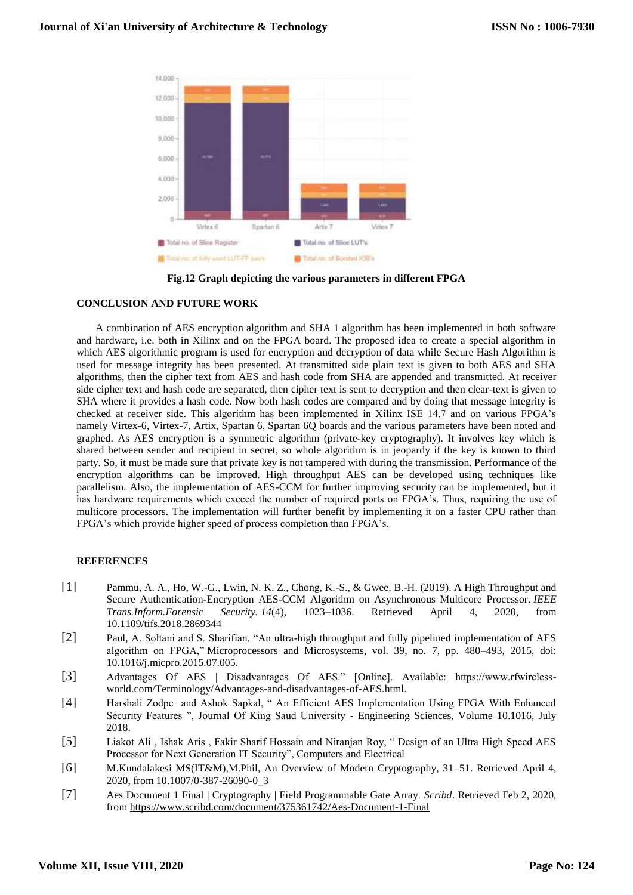**Fig.12 Graph depicting the various parameters in different FPGA**

## CONCLUSION AND FUTURE WORK

A combination of AES encryption algorithm and SHA 1 algorithm has been implemented in both software and hardware, i.e. both in Xilinx and on the FPGA board. The proposed idea to create a special algorithm in which AES algorithmic program is used for encryption and decryption of data while Secure Hash Algorithm is used for message integrity has been presented. At transmitted side plain text is given to both AES and SHA algorithms, then the cipher text from AES and hash code from SHA are appended and transmitted. At receiver side cipher text and hash code are separated, then cipher text is sent to decryption and then clear-text is given to SHA where it provides a hash code. Now both hash codes are compared and by doing that message integrity is checked at receiver side. This algorithm has been implemented in Xilinx ISE 14.7 and on various FPGA's namely Virtex-6, Virtex-7, Artix, Spartan 6, Spartan 6Q boards and the various parameters have been noted and graphed. As AES encryption is a symmetric algorithm (private-key cryptography). It involves key which is shared between sender and recipient in secret, so whole algorithm is in jeopardy if the key is known to third party. So, it must be made sure that private key is not tampered with during the transmission. Performance of the encryption algorithms can be improved. High throughput AES can be developed using techniques like parallelism. Also, the implementation of AES-CCM for further improving security can be implemented, but it has hardware requirements which exceed the number of required ports on FPGA's. Thus, requiring the use of multicore processors. The implementation will further benefit by implementing it on a faster CPU rather than FPGA's which provide higher speed of process completion than FPGA's.

## REFERENCES

[1] Pammu, A. A., Ho, W.-G., Lwin, N. K. Z., Chong, K.-S., & Gwee, B.-H. (2019). A High Throughput and Secure Authentication-Encryption AES-CCM Algorithm on Asynchronous Multicore Processor. *IEEE Trans.Inform.Forensic Security. 14*(4), 1023–1036. Retrieved April 4, 2020, from 10.1109/tifs.2018.2869344

[2] Paul, A. Soltani and S. Sharifian, "An ultra-high throughput and fully pipelined implementation of AES algorithm on FPGA," Microprocessors and Microsystems, vol. 39, no. 7, pp. 480–493, 2015, doi: 10.1016/j.micpro.2015.07.005.

[3] Advantages Of AES | Disadvantages Of AES." [Online]. Available: https://www.rfwireless-world.com/Terminology/Advantages-and-disadvantages-of-AES.html.

[4] Harshali Zodpe and Ashok Sapkal, " An Efficient AES Implementation Using FPGA With Enhanced Security Features ", Journal Of King Saud University - Engineering Sciences, Volume 10.1016, July 2018.

[5] Liakot Ali , Ishak Aris , Fakir Sharif Hossain and Niranjan Roy, " Design of an Ultra High Speed AES Processor for Next Generation IT Security", Computers and Electrical

[6] M.Kundalakesi MS(IT&M),M.Phil, An Overview of Modern Cryptography, 31–51. Retrieved April 4, 2020, from 10.1007/0-387-26090-0_3

[7] Aes Document 1 Final | Cryptography | Field Programmable Gate Array. *Scribd*. Retrieved Feb 2, 2020, from https://www.scribd.com/document/375361742/Aes-Document-1-Final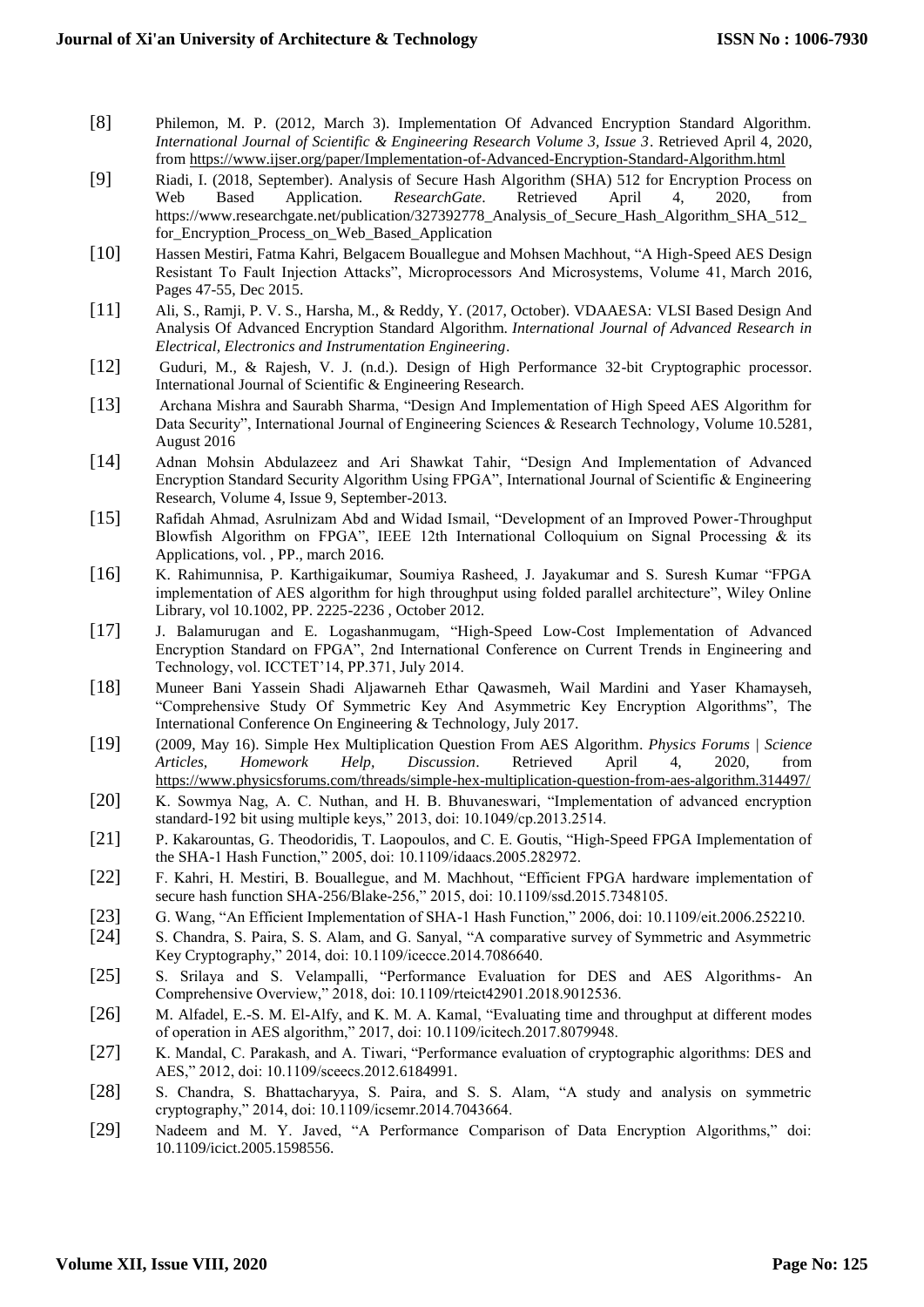[8] Philemon, M. P. (2012, March 3). Implementation Of Advanced Encryption Standard Algorithm. *International Journal of Scientific & Engineering Research Volume 3, Issue 3*. Retrieved April 4, 2020, from https://www.ijser.org/paper/Implementation-of-Advanced-Encryption-Standard-Algorithm.html

[9] Riadi, I. (2018, September). Analysis of Secure Hash Algorithm (SHA) 512 for Encryption Process on Web Based Application. *ResearchGate*. Retrieved April 4, 2020, from https://www.researchgate.net/publication/327392778_Analysis_of_Secure_Hash_Algorithm_SHA_512_for_Encryption_Process_on_Web_Based_Application

[10] Hassen Mestiri, Fatma Kahri, Belgacem Bouallegue and Mohsen Machhout, "A High-Speed AES Design Resistant To Fault Injection Attacks", Microprocessors And Microsystems, Volume 41, March 2016, Pages 47-55, Dec 2015.

[11] Ali, S., Ramji, P. V. S., Harsha, M., & Reddy, Y. (2017, October). VDAAESA: VLSI Based Design And Analysis Of Advanced Encryption Standard Algorithm. *International Journal of Advanced Research in Electrical, Electronics and Instrumentation Engineering*.

[12] Guduri, M., & Rajesh, V. J. (n.d.). Design of High Performance 32-bit Cryptographic processor. International Journal of Scientific & Engineering Research.

[13] Archana Mishra and Saurabh Sharma, "Design And Implementation of High Speed AES Algorithm for Data Security", International Journal of Engineering Sciences & Research Technology, Volume 10.5281, August 2016

[14] Adnan Mohsin Abdulazeez and Ari Shawkat Tahir, "Design And Implementation of Advanced Encryption Standard Security Algorithm Using FPGA", International Journal of Scientific & Engineering Research, Volume 4, Issue 9, September-2013.

[15] Rafidah Ahmad, Asrulnizam Abd and Widad Ismail, "Development of an Improved Power-Throughput Blowfish Algorithm on FPGA", IEEE 12th International Colloquium on Signal Processing & its Applications, vol. , PP., march 2016.

[16] K. Rahimunnisa, P. Karthigaikumar, Soumiya Rasheed, J. Jayakumar and S. Suresh Kumar "FPGA implementation of AES algorithm for high throughput using folded parallel architecture", Wiley Online Library, vol 10.1002, PP. 2225-2236 , October 2012.

[17] J. Balamurugan and E. Logashanmugam, "High-Speed Low-Cost Implementation of Advanced Encryption Standard on FPGA", 2nd International Conference on Current Trends in Engineering and Technology, vol. ICCTET'14, PP.371, July 2014.

[18] Muneer Bani Yassein Shadi Aljawarneh Ethar Qawasmeh, Wail Mardini and Yaser Khamayseh, "Comprehensive Study Of Symmetric Key And Asymmetric Key Encryption Algorithms", The International Conference On Engineering & Technology, July 2017.

[19] (2009, May 16). Simple Hex Multiplication Question From AES Algorithm. *Physics Forums | Science Articles, Homework Help, Discussion*. Retrieved April 4, 2020, from https://www.physicsforums.com/threads/simple-hex-multiplication-question-from-aes-algorithm.314497/

[20] K. Sowmya Nag, A. C. Nuthan, and H. B. Bhuvaneswari, "Implementation of advanced encryption standard-192 bit using multiple keys," 2013, doi: 10.1049/cp.2013.2514.

[21] P. Kakarountas, G. Theodoridis, T. Laopoulos, and C. E. Goutis, "High-Speed FPGA Implementation of the SHA-1 Hash Function," 2005, doi: 10.1109/idaacs.2005.282972.

[22] F. Kahri, H. Mestiri, B. Bouallegue, and M. Machhout, "Efficient FPGA hardware implementation of secure hash function SHA-256/Blake-256," 2015, doi: 10.1109/ssd.2015.7348105.

[23] G. Wang, "An Efficient Implementation of SHA-1 Hash Function," 2006, doi: 10.1109/eit.2006.252210.

[24] S. Chandra, S. Paira, S. S. Alam, and G. Sanyal, "A comparative survey of Symmetric and Asymmetric Key Cryptography," 2014, doi: 10.1109/icecce.2014.7086640.

[25] S. Srilaya and S. Velampalli, "Performance Evaluation for DES and AES Algorithms- An Comprehensive Overview," 2018, doi: 10.1109/rteict42901.2018.9012536.

[26] M. Alfadel, E.-S. M. El-Alfy, and K. M. A. Kamal, "Evaluating time and throughput at different modes of operation in AES algorithm," 2017, doi: 10.1109/icitech.2017.8079948.

[27] K. Mandal, C. Parakash, and A. Tiwari, "Performance evaluation of cryptographic algorithms: DES and AES," 2012, doi: 10.1109/sceecs.2012.6184991.

[28] S. Chandra, S. Bhattacharyya, S. Paira, and S. S. Alam, "A study and analysis on symmetric cryptography," 2014, doi: 10.1109/icsemr.2014.7043664.

[29] Nadeem and M. Y. Javed, "A Performance Comparison of Data Encryption Algorithms," doi: 10.1109/icict.2005.1598556.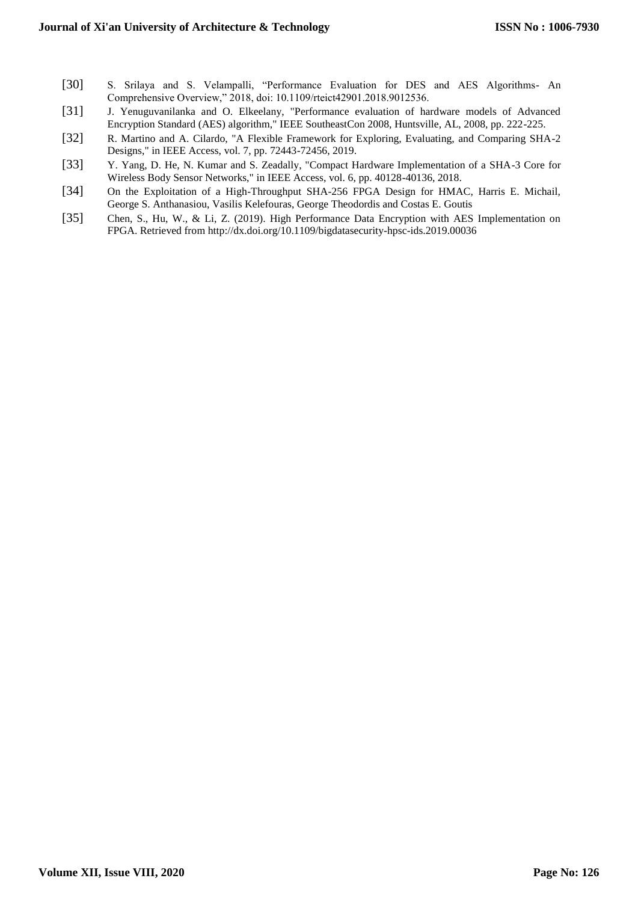[30] S. Srilaya and S. Velampalli, "Performance Evaluation for DES and AES Algorithms- An Comprehensive Overview," 2018, doi: 10.1109/rteict42901.2018.9012536.

[31] J. Yenuguvanilanka and O. Elkeelany, "Performance evaluation of hardware models of Advanced Encryption Standard (AES) algorithm," IEEE SoutheastCon 2008, Huntsville, AL, 2008, pp. 222-225.

[32] R. Martino and A. Cilardo, "A Flexible Framework for Exploring, Evaluating, and Comparing SHA-2 Designs," in IEEE Access, vol. 7, pp. 72443-72456, 2019.

[33] Y. Yang, D. He, N. Kumar and S. Zeadally, "Compact Hardware Implementation of a SHA-3 Core for Wireless Body Sensor Networks," in IEEE Access, vol. 6, pp. 40128-40136, 2018.

[34] On the Exploitation of a High-Throughput SHA-256 FPGA Design for HMAC, Harris E. Michail, George S. Anthanasiou, Vasilis Kelefouras, George Theodordis and Costas E. Goutis

[35] Chen, S., Hu, W., & Li, Z. (2019). High Performance Data Encryption with AES Implementation on FPGA. Retrieved from http://dx.doi.org/10.1109/bigdatasecurity-hpsc-ids.2019.00036